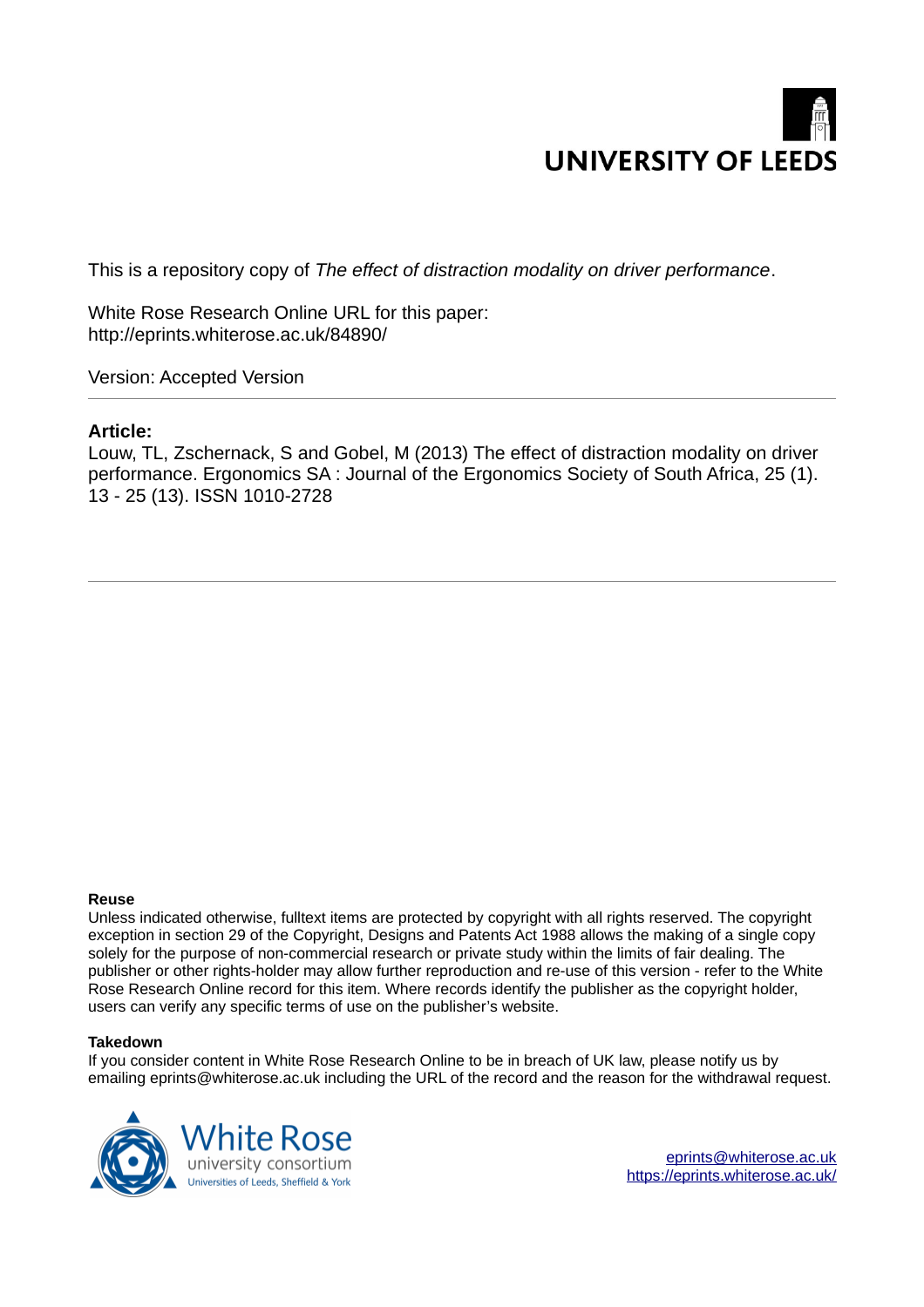UNIVERSITY OF LEEDS

This is a repository copy of *The effect of distraction modality on driver performance*.

White Rose Research Online URL for this paper:
http://eprints.whiterose.ac.uk/84890/

Version: Accepted Version

**Article:**

Louw, TL, Zschernack, S and Gobel, M (2013) The effect of distraction modality on driver performance. Ergonomics SA : Journal of the Ergonomics Society of South Africa, 25 (1). 13 - 25 (13). ISSN 1010-2728

**Reuse**

Unless indicated otherwise, fulltext items are protected by copyright with all rights reserved. The copyright exception in section 29 of the Copyright, Designs and Patents Act 1988 allows the making of a single copy solely for the purpose of non-commercial research or private study within the limits of fair dealing. The publisher or other rights-holder may allow further reproduction and re-use of this version - refer to the White Rose Research Online record for this item. Where records identify the publisher as the copyright holder, users can verify any specific terms of use on the publisher's website.

**Takedown**

If you consider content in White Rose Research Online to be in breach of UK law, please notify us by emailing eprints@whiterose.ac.uk including the URL of the record and the reason for the withdrawal request.

White Rose university consortium
Universities of Leeds, Sheffield & York

eprints@whiterose.ac.uk
https://eprints.whiterose.ac.uk/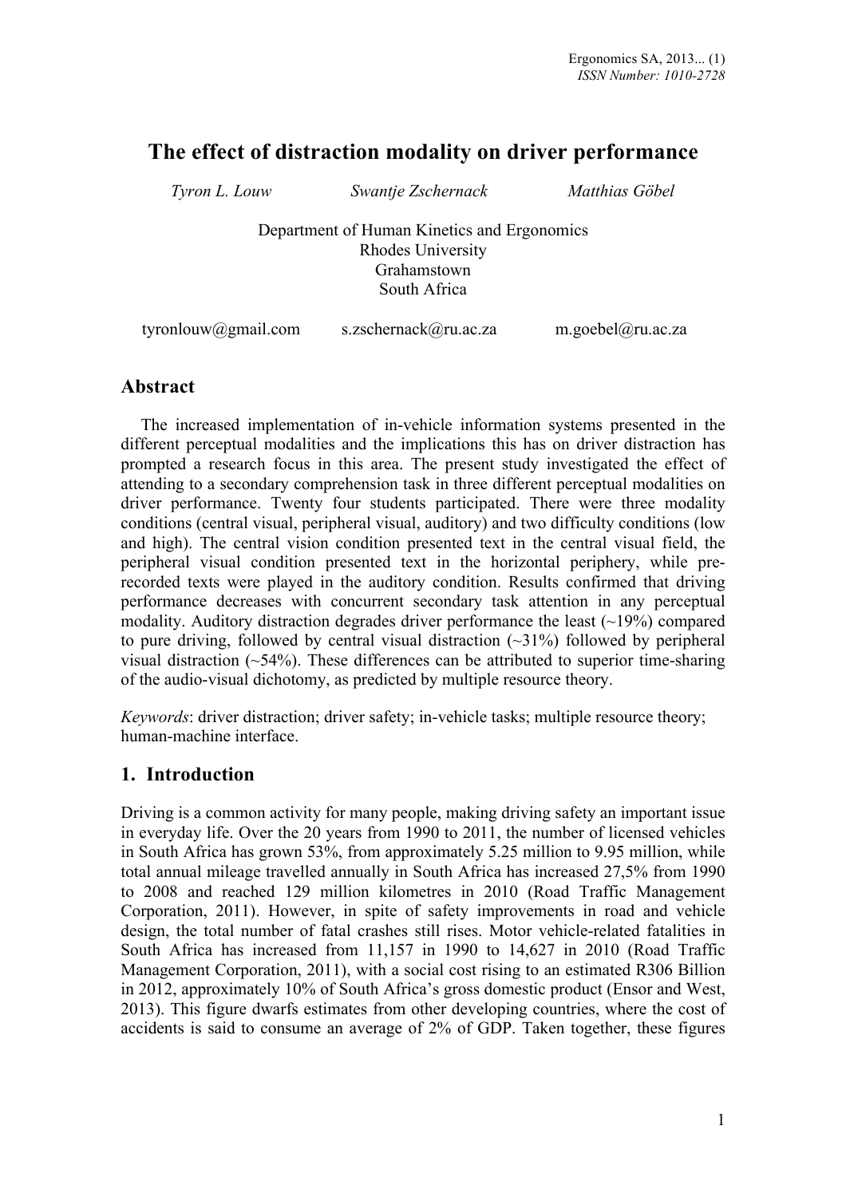# The effect of distraction modality on driver performance

*Tyron L. Louw* *Swantje Zschernack* *Matthias Göbel*

Department of Human Kinetics and Ergonomics
Rhodes University
Grahamstown
South Africa

tyronlouw@gmail.com s.zschernack@ru.ac.za m.goebel@ru.ac.za

## Abstract

The increased implementation of in-vehicle information systems presented in the different perceptual modalities and the implications this has on driver distraction has prompted a research focus in this area. The present study investigated the effect of attending to a secondary comprehension task in three different perceptual modalities on driver performance. Twenty four students participated. There were three modality conditions (central visual, peripheral visual, auditory) and two difficulty conditions (low and high). The central vision condition presented text in the central visual field, the peripheral visual condition presented text in the horizontal periphery, while pre-recorded texts were played in the auditory condition. Results confirmed that driving performance decreases with concurrent secondary task attention in any perceptual modality. Auditory distraction degrades driver performance the least (~19%) compared to pure driving, followed by central visual distraction (~31%) followed by peripheral visual distraction (~54%). These differences can be attributed to superior time-sharing of the audio-visual dichotomy, as predicted by multiple resource theory.

*Keywords*: driver distraction; driver safety; in-vehicle tasks; multiple resource theory; human-machine interface.

## 1. Introduction

Driving is a common activity for many people, making driving safety an important issue in everyday life. Over the 20 years from 1990 to 2011, the number of licensed vehicles in South Africa has grown 53%, from approximately 5.25 million to 9.95 million, while total annual mileage travelled annually in South Africa has increased 27,5% from 1990 to 2008 and reached 129 million kilometres in 2010 (Road Traffic Management Corporation, 2011). However, in spite of safety improvements in road and vehicle design, the total number of fatal crashes still rises. Motor vehicle-related fatalities in South Africa has increased from 11,157 in 1990 to 14,627 in 2010 (Road Traffic Management Corporation, 2011), with a social cost rising to an estimated R306 Billion in 2012, approximately 10% of South Africa's gross domestic product (Ensor and West, 2013). This figure dwarfs estimates from other developing countries, where the cost of accidents is said to consume an average of 2% of GDP. Taken together, these figures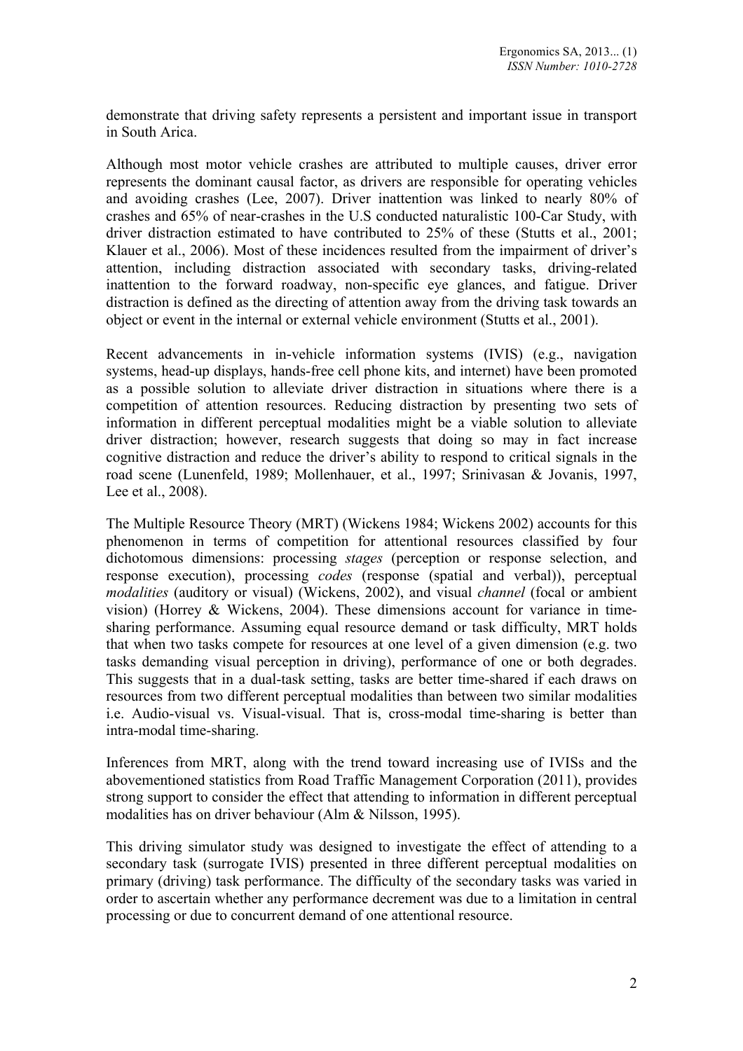demonstrate that driving safety represents a persistent and important issue in transport in South Arica.

Although most motor vehicle crashes are attributed to multiple causes, driver error represents the dominant causal factor, as drivers are responsible for operating vehicles and avoiding crashes (Lee, 2007). Driver inattention was linked to nearly 80% of crashes and 65% of near-crashes in the U.S conducted naturalistic 100-Car Study, with driver distraction estimated to have contributed to 25% of these (Stutts et al., 2001; Klauer et al., 2006). Most of these incidences resulted from the impairment of driver's attention, including distraction associated with secondary tasks, driving-related inattention to the forward roadway, non-specific eye glances, and fatigue. Driver distraction is defined as the directing of attention away from the driving task towards an object or event in the internal or external vehicle environment (Stutts et al., 2001).

Recent advancements in in-vehicle information systems (IVIS) (e.g., navigation systems, head-up displays, hands-free cell phone kits, and internet) have been promoted as a possible solution to alleviate driver distraction in situations where there is a competition of attention resources. Reducing distraction by presenting two sets of information in different perceptual modalities might be a viable solution to alleviate driver distraction; however, research suggests that doing so may in fact increase cognitive distraction and reduce the driver's ability to respond to critical signals in the road scene (Lunenfeld, 1989; Mollenhauer, et al., 1997; Srinivasan & Jovanis, 1997, Lee et al., 2008).

The Multiple Resource Theory (MRT) (Wickens 1984; Wickens 2002) accounts for this phenomenon in terms of competition for attentional resources classified by four dichotomous dimensions: processing *stages* (perception or response selection, and response execution), processing *codes* (response (spatial and verbal)), perceptual *modalities* (auditory or visual) (Wickens, 2002), and visual *channel* (focal or ambient vision) (Horrey & Wickens, 2004). These dimensions account for variance in time-sharing performance. Assuming equal resource demand or task difficulty, MRT holds that when two tasks compete for resources at one level of a given dimension (e.g. two tasks demanding visual perception in driving), performance of one or both degrades. This suggests that in a dual-task setting, tasks are better time-shared if each draws on resources from two different perceptual modalities than between two similar modalities i.e. Audio-visual vs. Visual-visual. That is, cross-modal time-sharing is better than intra-modal time-sharing.

Inferences from MRT, along with the trend toward increasing use of IVISs and the abovementioned statistics from Road Traffic Management Corporation (2011), provides strong support to consider the effect that attending to information in different perceptual modalities has on driver behaviour (Alm & Nilsson, 1995).

This driving simulator study was designed to investigate the effect of attending to a secondary task (surrogate IVIS) presented in three different perceptual modalities on primary (driving) task performance. The difficulty of the secondary tasks was varied in order to ascertain whether any performance decrement was due to a limitation in central processing or due to concurrent demand of one attentional resource.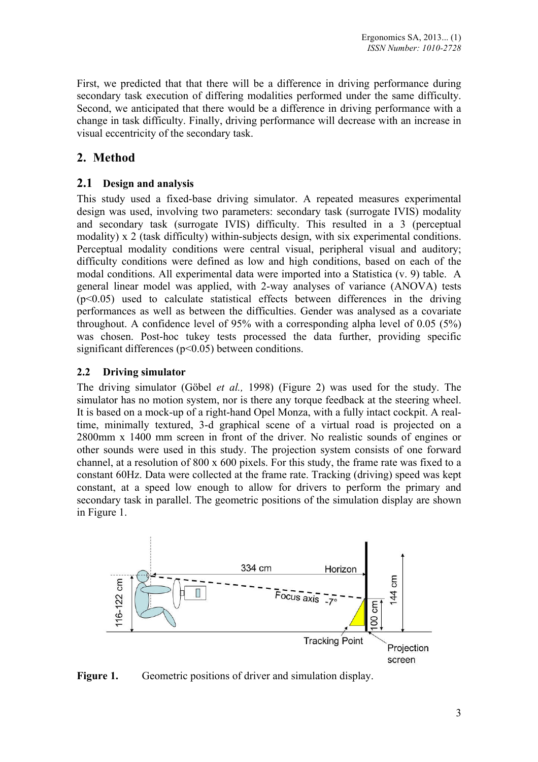First, we predicted that that there will be a difference in driving performance during secondary task execution of differing modalities performed under the same difficulty. Second, we anticipated that there would be a difference in driving performance with a change in task difficulty. Finally, driving performance will decrease with an increase in visual eccentricity of the secondary task.

## 2. Method

### 2.1 Design and analysis

This study used a fixed-base driving simulator. A repeated measures experimental design was used, involving two parameters: secondary task (surrogate IVIS) modality and secondary task (surrogate IVIS) difficulty. This resulted in a 3 (perceptual modality) x 2 (task difficulty) within-subjects design, with six experimental conditions. Perceptual modality conditions were central visual, peripheral visual and auditory; difficulty conditions were defined as low and high conditions, based on each of the modal conditions. All experimental data were imported into a Statistica (v. 9) table. A general linear model was applied, with 2-way analyses of variance (ANOVA) tests ($p<0.05$) used to calculate statistical effects between differences in the driving performances as well as between the difficulties. Gender was analysed as a covariate throughout. A confidence level of 95% with a corresponding alpha level of 0.05 (5%) was chosen. Post-hoc tukey tests processed the data further, providing specific significant differences ($p<0.05$) between conditions.

### 2.2 Driving simulator

The driving simulator (Göbel *et al.,* 1998) (Figure 2) was used for the study. The simulator has no motion system, nor is there any torque feedback at the steering wheel. It is based on a mock-up of a right-hand Opel Monza, with a fully intact cockpit. A real-time, minimally textured, 3-d graphical scene of a virtual road is projected on a 2800mm x 1400 mm screen in front of the driver. No realistic sounds of engines or other sounds were used in this study. The projection system consists of one forward channel, at a resolution of 800 x 600 pixels. For this study, the frame rate was fixed to a constant 60Hz. Data were collected at the frame rate. Tracking (driving) speed was kept constant, at a speed low enough to allow for drivers to perform the primary and secondary task in parallel. The geometric positions of the simulation display are shown in Figure 1.

**Figure 1.** Geometric positions of driver and simulation display.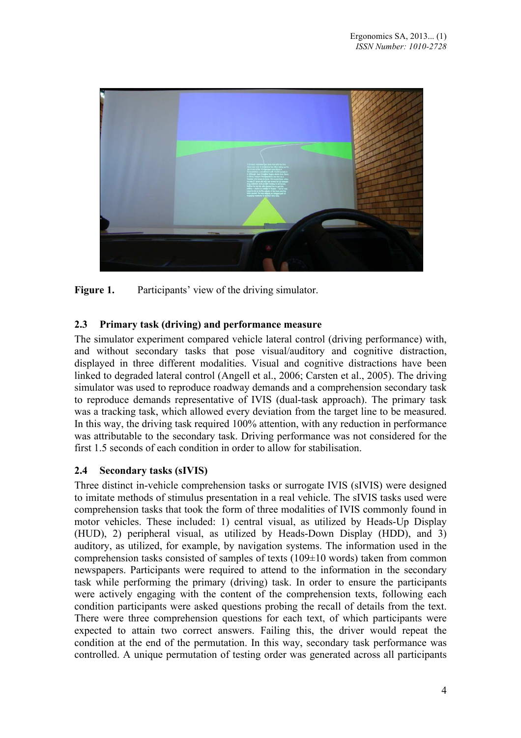Figure 1. Participants' view of the driving simulator.

## 2.3 Primary task (driving) and performance measure

The simulator experiment compared vehicle lateral control (driving performance) with, and without secondary tasks that pose visual/auditory and cognitive distraction, displayed in three different modalities. Visual and cognitive distractions have been linked to degraded lateral control (Angell et al., 2006; Carsten et al., 2005). The driving simulator was used to reproduce roadway demands and a comprehension secondary task to reproduce demands representative of IVIS (dual-task approach). The primary task was a tracking task, which allowed every deviation from the target line to be measured. In this way, the driving task required 100% attention, with any reduction in performance was attributable to the secondary task. Driving performance was not considered for the first 1.5 seconds of each condition in order to allow for stabilisation.

## 2.4 Secondary tasks (sIVIS)

Three distinct in-vehicle comprehension tasks or surrogate IVIS (sIVIS) were designed to imitate methods of stimulus presentation in a real vehicle. The sIVIS tasks used were comprehension tasks that took the form of three modalities of IVIS commonly found in motor vehicles. These included: 1) central visual, as utilized by Heads-Up Display (HUD), 2) peripheral visual, as utilized by Heads-Down Display (HDD), and 3) auditory, as utilized, for example, by navigation systems. The information used in the comprehension tasks consisted of samples of texts (109±10 words) taken from common newspapers. Participants were required to attend to the information in the secondary task while performing the primary (driving) task. In order to ensure the participants were actively engaging with the content of the comprehension texts, following each condition participants were asked questions probing the recall of details from the text. There were three comprehension questions for each text, of which participants were expected to attain two correct answers. Failing this, the driver would repeat the condition at the end of the permutation. In this way, secondary task performance was controlled. A unique permutation of testing order was generated across all participants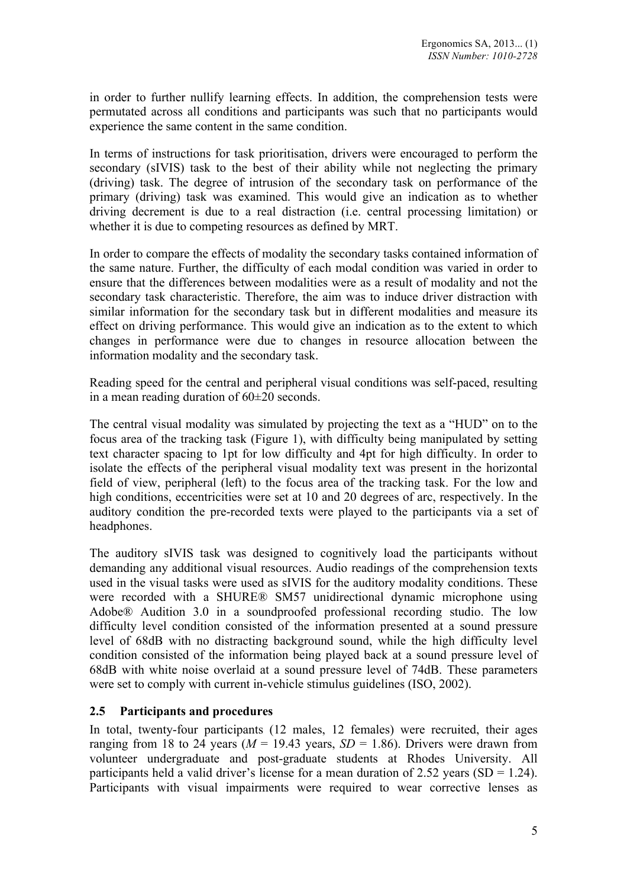in order to further nullify learning effects. In addition, the comprehension tests were permutated across all conditions and participants was such that no participants would experience the same content in the same condition.

In terms of instructions for task prioritisation, drivers were encouraged to perform the secondary (sIVIS) task to the best of their ability while not neglecting the primary (driving) task. The degree of intrusion of the secondary task on performance of the primary (driving) task was examined. This would give an indication as to whether driving decrement is due to a real distraction (i.e. central processing limitation) or whether it is due to competing resources as defined by MRT.

In order to compare the effects of modality the secondary tasks contained information of the same nature. Further, the difficulty of each modal condition was varied in order to ensure that the differences between modalities were as a result of modality and not the secondary task characteristic. Therefore, the aim was to induce driver distraction with similar information for the secondary task but in different modalities and measure its effect on driving performance. This would give an indication as to the extent to which changes in performance were due to changes in resource allocation between the information modality and the secondary task.

Reading speed for the central and peripheral visual conditions was self-paced, resulting in a mean reading duration of 60±20 seconds.

The central visual modality was simulated by projecting the text as a "HUD" on to the focus area of the tracking task (Figure 1), with difficulty being manipulated by setting text character spacing to 1pt for low difficulty and 4pt for high difficulty. In order to isolate the effects of the peripheral visual modality text was present in the horizontal field of view, peripheral (left) to the focus area of the tracking task. For the low and high conditions, eccentricities were set at 10 and 20 degrees of arc, respectively. In the auditory condition the pre-recorded texts were played to the participants via a set of headphones.

The auditory sIVIS task was designed to cognitively load the participants without demanding any additional visual resources. Audio readings of the comprehension texts used in the visual tasks were used as sIVIS for the auditory modality conditions. These were recorded with a SHURE® SM57 unidirectional dynamic microphone using Adobe® Audition 3.0 in a soundproofed professional recording studio. The low difficulty level condition consisted of the information presented at a sound pressure level of 68dB with no distracting background sound, while the high difficulty level condition consisted of the information being played back at a sound pressure level of 68dB with white noise overlaid at a sound pressure level of 74dB. These parameters were set to comply with current in-vehicle stimulus guidelines (ISO, 2002).

## 2.5 Participants and procedures

In total, twenty-four participants (12 males, 12 females) were recruited, their ages ranging from 18 to 24 years ($M$ = 19.43 years, $SD$ = 1.86). Drivers were drawn from volunteer undergraduate and post-graduate students at Rhodes University. All participants held a valid driver's license for a mean duration of 2.52 years (SD = 1.24). Participants with visual impairments were required to wear corrective lenses as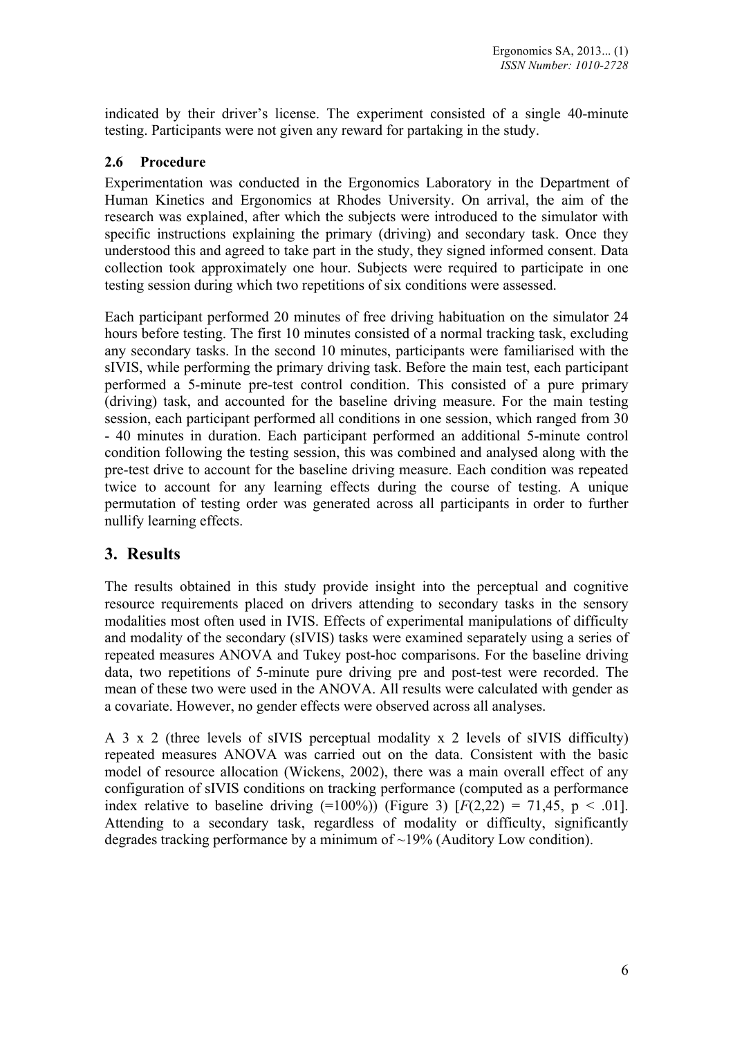indicated by their driver's license. The experiment consisted of a single 40-minute testing. Participants were not given any reward for partaking in the study.

### 2.6 Procedure

Experimentation was conducted in the Ergonomics Laboratory in the Department of Human Kinetics and Ergonomics at Rhodes University. On arrival, the aim of the research was explained, after which the subjects were introduced to the simulator with specific instructions explaining the primary (driving) and secondary task. Once they understood this and agreed to take part in the study, they signed informed consent. Data collection took approximately one hour. Subjects were required to participate in one testing session during which two repetitions of six conditions were assessed.

Each participant performed 20 minutes of free driving habituation on the simulator 24 hours before testing. The first 10 minutes consisted of a normal tracking task, excluding any secondary tasks. In the second 10 minutes, participants were familiarised with the sIVIS, while performing the primary driving task. Before the main test, each participant performed a 5-minute pre-test control condition. This consisted of a pure primary (driving) task, and accounted for the baseline driving measure. For the main testing session, each participant performed all conditions in one session, which ranged from 30 - 40 minutes in duration. Each participant performed an additional 5-minute control condition following the testing session, this was combined and analysed along with the pre-test drive to account for the baseline driving measure. Each condition was repeated twice to account for any learning effects during the course of testing. A unique permutation of testing order was generated across all participants in order to further nullify learning effects.

## 3. Results

The results obtained in this study provide insight into the perceptual and cognitive resource requirements placed on drivers attending to secondary tasks in the sensory modalities most often used in IVIS. Effects of experimental manipulations of difficulty and modality of the secondary (sIVIS) tasks were examined separately using a series of repeated measures ANOVA and Tukey post-hoc comparisons. For the baseline driving data, two repetitions of 5-minute pure driving pre and post-test were recorded. The mean of these two were used in the ANOVA. All results were calculated with gender as a covariate. However, no gender effects were observed across all analyses.

A 3 x 2 (three levels of sIVIS perceptual modality x 2 levels of sIVIS difficulty) repeated measures ANOVA was carried out on the data. Consistent with the basic model of resource allocation (Wickens, 2002), there was a main overall effect of any configuration of sIVIS conditions on tracking performance (computed as a performance index relative to baseline driving (=100%)) (Figure 3) [$F(2,22) = 71{,}45$, $p < .01$]. Attending to a secondary task, regardless of modality or difficulty, significantly degrades tracking performance by a minimum of ~19% (Auditory Low condition).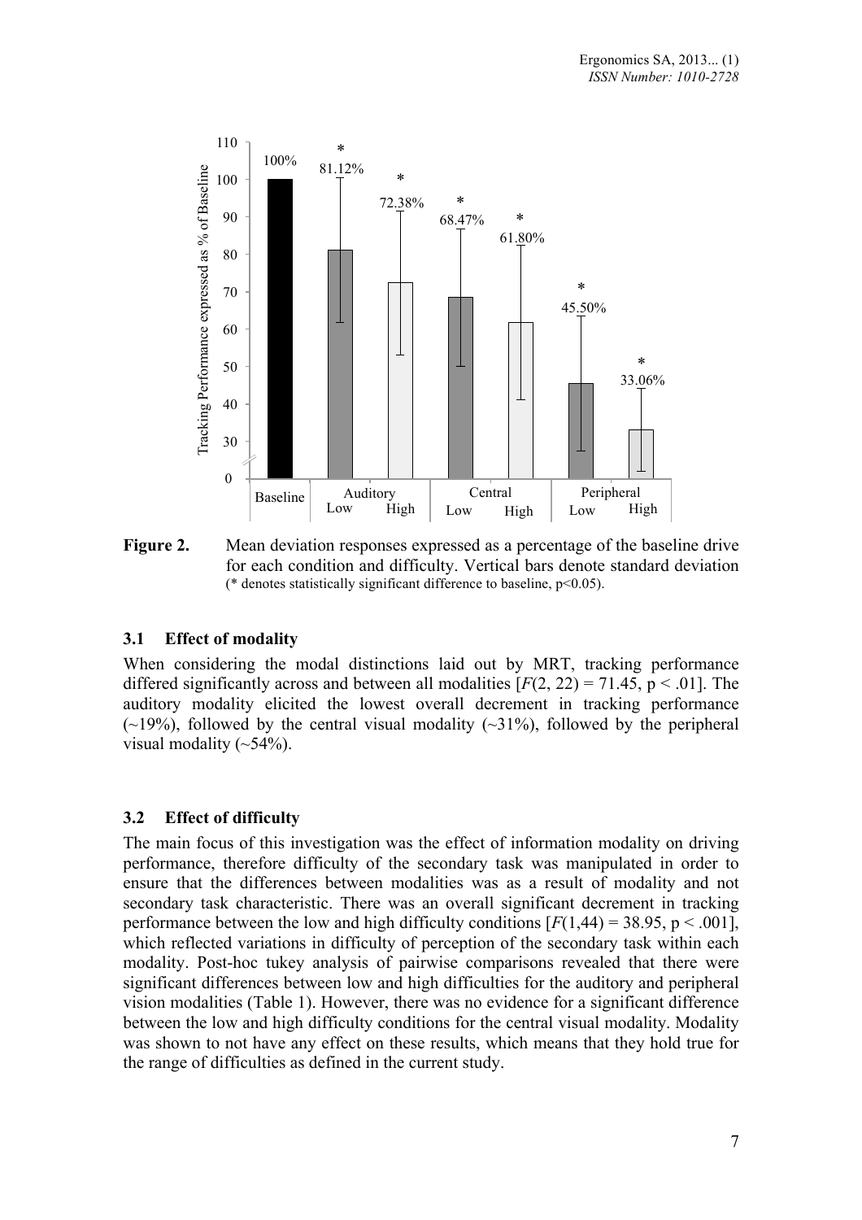**Figure 2.** Mean deviation responses expressed as a percentage of the baseline drive for each condition and difficulty. Vertical bars denote standard deviation (* denotes statistically significant difference to baseline, $p<0.05$).

### 3.1 Effect of modality

When considering the modal distinctions laid out by MRT, tracking performance differed significantly across and between all modalities [$F(2, 22) = 71.45$, $p < .01$]. The auditory modality elicited the lowest overall decrement in tracking performance (~19%), followed by the central visual modality (~31%), followed by the peripheral visual modality (~54%).

### 3.2 Effect of difficulty

The main focus of this investigation was the effect of information modality on driving performance, therefore difficulty of the secondary task was manipulated in order to ensure that the differences between modalities was as a result of modality and not secondary task characteristic. There was an overall significant decrement in tracking performance between the low and high difficulty conditions [$F(1,44) = 38.95$, $p < .001$], which reflected variations in difficulty of perception of the secondary task within each modality. Post-hoc tukey analysis of pairwise comparisons revealed that there were significant differences between low and high difficulties for the auditory and peripheral vision modalities (Table 1). However, there was no evidence for a significant difference between the low and high difficulty conditions for the central visual modality. Modality was shown to not have any effect on these results, which means that they hold true for the range of difficulties as defined in the current study.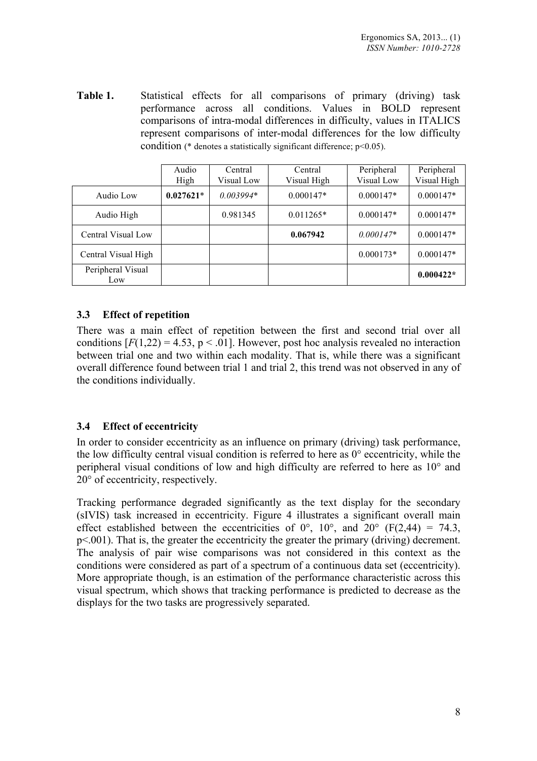**Table 1.** Statistical effects for all comparisons of primary (driving) task performance across all conditions. Values in BOLD represent comparisons of intra-modal differences in difficulty, values in ITALICS represent comparisons of inter-modal differences for the low difficulty condition (* denotes a statistically significant difference; p<0.05).

| | Audio High | Central Visual Low | Central Visual High | Peripheral Visual Low | Peripheral Visual High |
|---|---|---|---|---|---|
| Audio Low | **0.027621*** | *0.003994** | 0.000147* | 0.000147* | 0.000147* |
| Audio High | | 0.981345 | 0.011265* | 0.000147* | 0.000147* |
| Central Visual Low | | | **0.067942** | *0.000147** | 0.000147* |
| Central Visual High | | | | 0.000173* | 0.000147* |
| Peripheral Visual Low | | | | | **0.000422*** |

### 3.3 Effect of repetition

There was a main effect of repetition between the first and second trial over all conditions [$F(1,22) = 4.53$, $p < .01$]. However, post hoc analysis revealed no interaction between trial one and two within each modality. That is, while there was a significant overall difference found between trial 1 and trial 2, this trend was not observed in any of the conditions individually.

### 3.4 Effect of eccentricity

In order to consider eccentricity as an influence on primary (driving) task performance, the low difficulty central visual condition is referred to here as 0° eccentricity, while the peripheral visual conditions of low and high difficulty are referred to here as 10° and 20° of eccentricity, respectively.

Tracking performance degraded significantly as the text display for the secondary (sIVIS) task increased in eccentricity. Figure 4 illustrates a significant overall main effect established between the eccentricities of 0°, 10°, and 20° ($F(2,44) = 74.3$, $p<.001$). That is, the greater the eccentricity the greater the primary (driving) decrement. The analysis of pair wise comparisons was not considered in this context as the conditions were considered as part of a spectrum of a continuous data set (eccentricity). More appropriate though, is an estimation of the performance characteristic across this visual spectrum, which shows that tracking performance is predicted to decrease as the displays for the two tasks are progressively separated.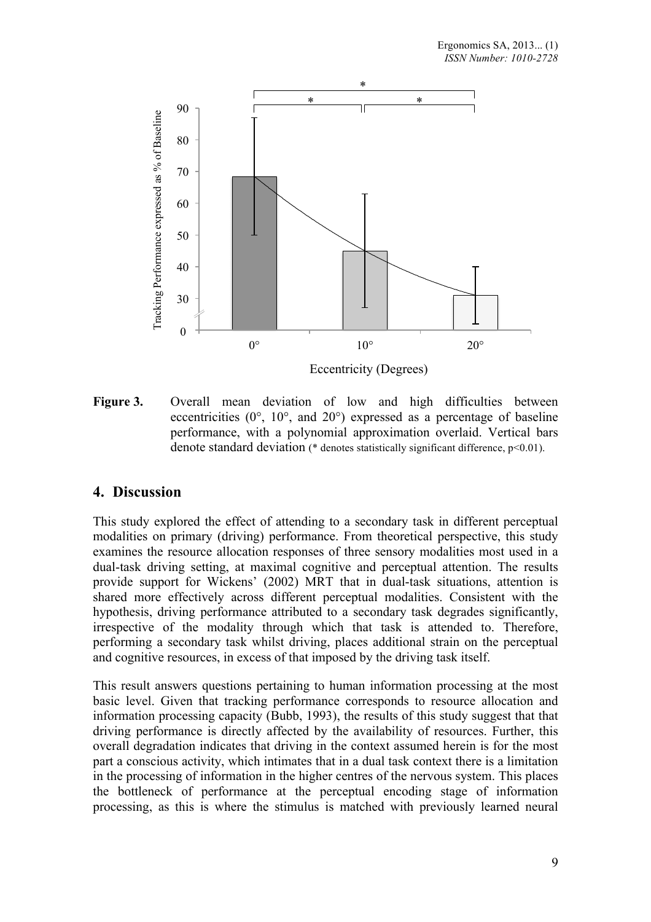**Figure 3.** Overall mean deviation of low and high difficulties between eccentricities (0°, 10°, and 20°) expressed as a percentage of baseline performance, with a polynomial approximation overlaid. Vertical bars denote standard deviation (* denotes statistically significant difference, $p<0.01$).

## 4. Discussion

This study explored the effect of attending to a secondary task in different perceptual modalities on primary (driving) performance. From theoretical perspective, this study examines the resource allocation responses of three sensory modalities most used in a dual-task driving setting, at maximal cognitive and perceptual attention. The results provide support for Wickens' (2002) MRT that in dual-task situations, attention is shared more effectively across different perceptual modalities. Consistent with the hypothesis, driving performance attributed to a secondary task degrades significantly, irrespective of the modality through which that task is attended to. Therefore, performing a secondary task whilst driving, places additional strain on the perceptual and cognitive resources, in excess of that imposed by the driving task itself.

This result answers questions pertaining to human information processing at the most basic level. Given that tracking performance corresponds to resource allocation and information processing capacity (Bubb, 1993), the results of this study suggest that that driving performance is directly affected by the availability of resources. Further, this overall degradation indicates that driving in the context assumed herein is for the most part a conscious activity, which intimates that in a dual task context there is a limitation in the processing of information in the higher centres of the nervous system. This places the bottleneck of performance at the perceptual encoding stage of information processing, as this is where the stimulus is matched with previously learned neural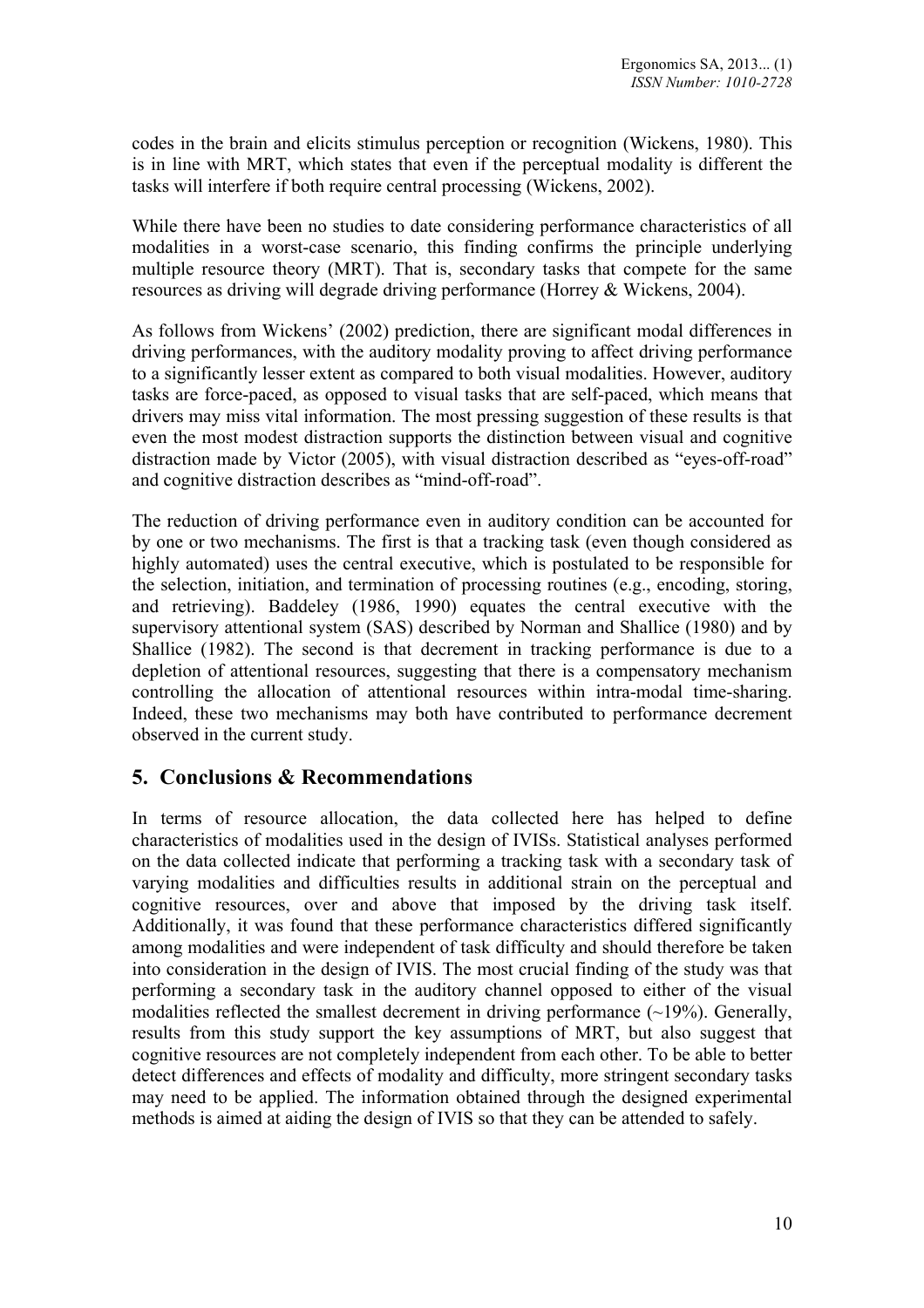codes in the brain and elicits stimulus perception or recognition (Wickens, 1980). This is in line with MRT, which states that even if the perceptual modality is different the tasks will interfere if both require central processing (Wickens, 2002).

While there have been no studies to date considering performance characteristics of all modalities in a worst-case scenario, this finding confirms the principle underlying multiple resource theory (MRT). That is, secondary tasks that compete for the same resources as driving will degrade driving performance (Horrey & Wickens, 2004).

As follows from Wickens' (2002) prediction, there are significant modal differences in driving performances, with the auditory modality proving to affect driving performance to a significantly lesser extent as compared to both visual modalities. However, auditory tasks are force-paced, as opposed to visual tasks that are self-paced, which means that drivers may miss vital information. The most pressing suggestion of these results is that even the most modest distraction supports the distinction between visual and cognitive distraction made by Victor (2005), with visual distraction described as "eyes-off-road" and cognitive distraction describes as "mind-off-road".

The reduction of driving performance even in auditory condition can be accounted for by one or two mechanisms. The first is that a tracking task (even though considered as highly automated) uses the central executive, which is postulated to be responsible for the selection, initiation, and termination of processing routines (e.g., encoding, storing, and retrieving). Baddeley (1986, 1990) equates the central executive with the supervisory attentional system (SAS) described by Norman and Shallice (1980) and by Shallice (1982). The second is that decrement in tracking performance is due to a depletion of attentional resources, suggesting that there is a compensatory mechanism controlling the allocation of attentional resources within intra-modal time-sharing. Indeed, these two mechanisms may both have contributed to performance decrement observed in the current study.

## 5. Conclusions & Recommendations

In terms of resource allocation, the data collected here has helped to define characteristics of modalities used in the design of IVISs. Statistical analyses performed on the data collected indicate that performing a tracking task with a secondary task of varying modalities and difficulties results in additional strain on the perceptual and cognitive resources, over and above that imposed by the driving task itself. Additionally, it was found that these performance characteristics differed significantly among modalities and were independent of task difficulty and should therefore be taken into consideration in the design of IVIS. The most crucial finding of the study was that performing a secondary task in the auditory channel opposed to either of the visual modalities reflected the smallest decrement in driving performance (~19%). Generally, results from this study support the key assumptions of MRT, but also suggest that cognitive resources are not completely independent from each other. To be able to better detect differences and effects of modality and difficulty, more stringent secondary tasks may need to be applied. The information obtained through the designed experimental methods is aimed at aiding the design of IVIS so that they can be attended to safely.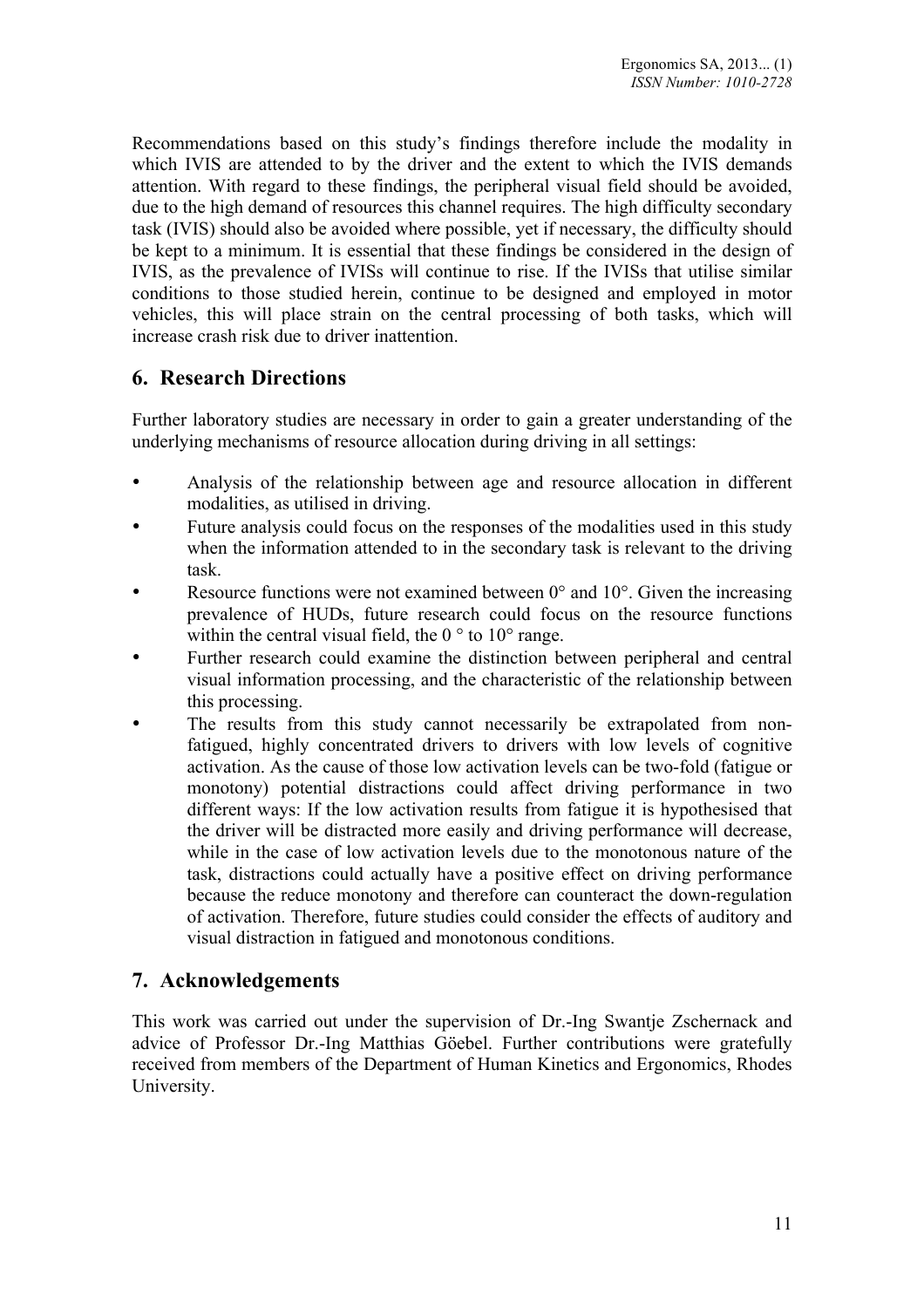Recommendations based on this study's findings therefore include the modality in which IVIS are attended to by the driver and the extent to which the IVIS demands attention. With regard to these findings, the peripheral visual field should be avoided, due to the high demand of resources this channel requires. The high difficulty secondary task (IVIS) should also be avoided where possible, yet if necessary, the difficulty should be kept to a minimum. It is essential that these findings be considered in the design of IVIS, as the prevalence of IVISs will continue to rise. If the IVISs that utilise similar conditions to those studied herein, continue to be designed and employed in motor vehicles, this will place strain on the central processing of both tasks, which will increase crash risk due to driver inattention.

## 6. Research Directions

Further laboratory studies are necessary in order to gain a greater understanding of the underlying mechanisms of resource allocation during driving in all settings:

- Analysis of the relationship between age and resource allocation in different modalities, as utilised in driving.
- Future analysis could focus on the responses of the modalities used in this study when the information attended to in the secondary task is relevant to the driving task.
- Resource functions were not examined between 0° and 10°. Given the increasing prevalence of HUDs, future research could focus on the resource functions within the central visual field, the 0 ° to 10° range.
- Further research could examine the distinction between peripheral and central visual information processing, and the characteristic of the relationship between this processing.
- The results from this study cannot necessarily be extrapolated from non-fatigued, highly concentrated drivers to drivers with low levels of cognitive activation. As the cause of those low activation levels can be two-fold (fatigue or monotony) potential distractions could affect driving performance in two different ways: If the low activation results from fatigue it is hypothesised that the driver will be distracted more easily and driving performance will decrease, while in the case of low activation levels due to the monotonous nature of the task, distractions could actually have a positive effect on driving performance because the reduce monotony and therefore can counteract the down-regulation of activation. Therefore, future studies could consider the effects of auditory and visual distraction in fatigued and monotonous conditions.

## 7. Acknowledgements

This work was carried out under the supervision of Dr.-Ing Swantje Zschernack and advice of Professor Dr.-Ing Matthias Göebel. Further contributions were gratefully received from members of the Department of Human Kinetics and Ergonomics, Rhodes University.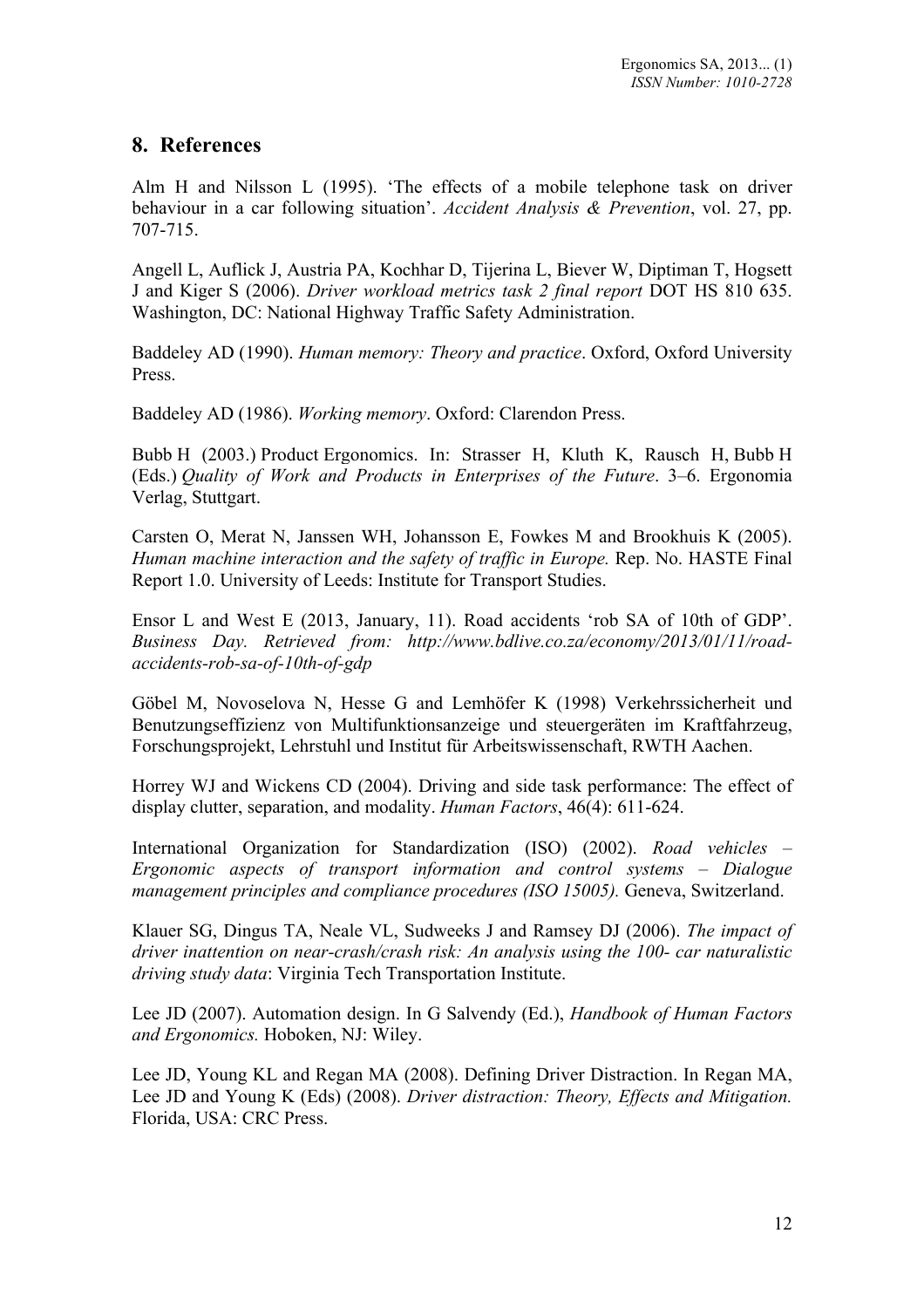## 8. References

Alm H and Nilsson L (1995). 'The effects of a mobile telephone task on driver behaviour in a car following situation'. *Accident Analysis & Prevention*, vol. 27, pp. 707-715.

Angell L, Auflick J, Austria PA, Kochhar D, Tijerina L, Biever W, Diptiman T, Hogsett J and Kiger S (2006). *Driver workload metrics task 2 final report* DOT HS 810 635. Washington, DC: National Highway Traffic Safety Administration.

Baddeley AD (1990). *Human memory: Theory and practice*. Oxford, Oxford University Press.

Baddeley AD (1986). *Working memory*. Oxford: Clarendon Press.

Bubb H (2003.) Product Ergonomics. In: Strasser H, Kluth K, Rausch H, Bubb H (Eds.) *Quality of Work and Products in Enterprises of the Future*. 3–6. Ergonomia Verlag, Stuttgart.

Carsten O, Merat N, Janssen WH, Johansson E, Fowkes M and Brookhuis K (2005). *Human machine interaction and the safety of traffic in Europe.* Rep. No. HASTE Final Report 1.0. University of Leeds: Institute for Transport Studies.

Ensor L and West E (2013, January, 11). Road accidents 'rob SA of 10th of GDP'. *Business Day. Retrieved from: http://www.bdlive.co.za/economy/2013/01/11/road-accidents-rob-sa-of-10th-of-gdp*

Göbel M, Novoselova N, Hesse G and Lemhöfer K (1998) Verkehrssicherheit und Benutzungseffizienz von Multifunktionsanzeige und steuergeräten im Kraftfahrzeug, Forschungsprojekt, Lehrstuhl und Institut für Arbeitswissenschaft, RWTH Aachen.

Horrey WJ and Wickens CD (2004). Driving and side task performance: The effect of display clutter, separation, and modality. *Human Factors*, 46(4): 611-624.

International Organization for Standardization (ISO) (2002). *Road vehicles – Ergonomic aspects of transport information and control systems – Dialogue management principles and compliance procedures (ISO 15005).* Geneva, Switzerland.

Klauer SG, Dingus TA, Neale VL, Sudweeks J and Ramsey DJ (2006). *The impact of driver inattention on near-crash/crash risk: An analysis using the 100- car naturalistic driving study data*: Virginia Tech Transportation Institute.

Lee JD (2007). Automation design. In G Salvendy (Ed.), *Handbook of Human Factors and Ergonomics.* Hoboken, NJ: Wiley.

Lee JD, Young KL and Regan MA (2008). Defining Driver Distraction. In Regan MA, Lee JD and Young K (Eds) (2008). *Driver distraction: Theory, Effects and Mitigation.* Florida, USA: CRC Press.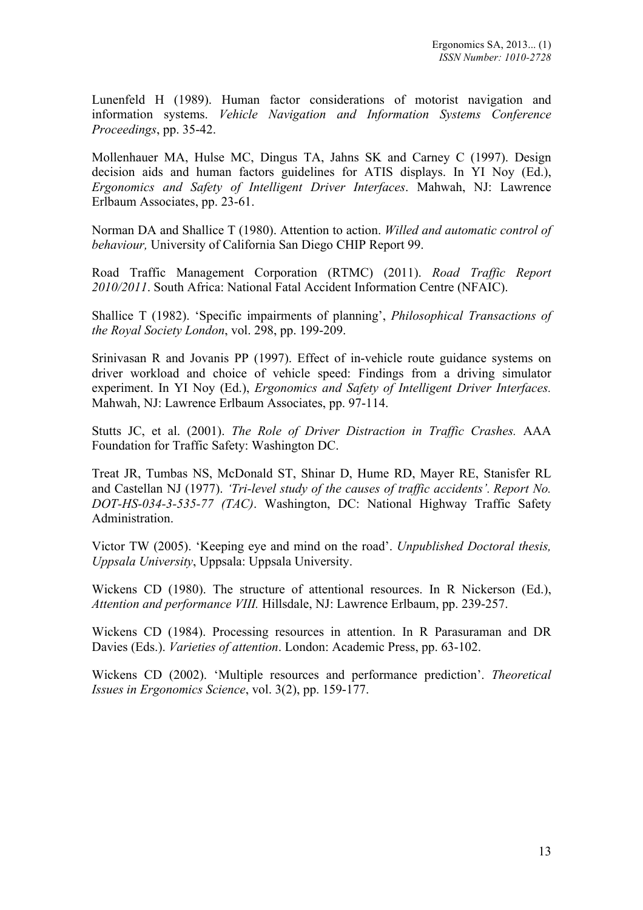Lunenfeld H (1989). Human factor considerations of motorist navigation and information systems. *Vehicle Navigation and Information Systems Conference Proceedings*, pp. 35-42.

Mollenhauer MA, Hulse MC, Dingus TA, Jahns SK and Carney C (1997). Design decision aids and human factors guidelines for ATIS displays. In YI Noy (Ed.), *Ergonomics and Safety of Intelligent Driver Interfaces*. Mahwah, NJ: Lawrence Erlbaum Associates, pp. 23-61.

Norman DA and Shallice T (1980). Attention to action. *Willed and automatic control of behaviour,* University of California San Diego CHIP Report 99.

Road Traffic Management Corporation (RTMC) (2011). *Road Traffic Report 2010/2011*. South Africa: National Fatal Accident Information Centre (NFAIC).

Shallice T (1982). 'Specific impairments of planning', *Philosophical Transactions of the Royal Society London*, vol. 298, pp. 199-209.

Srinivasan R and Jovanis PP (1997). Effect of in-vehicle route guidance systems on driver workload and choice of vehicle speed: Findings from a driving simulator experiment. In YI Noy (Ed.), *Ergonomics and Safety of Intelligent Driver Interfaces.* Mahwah, NJ: Lawrence Erlbaum Associates, pp. 97-114.

Stutts JC, et al. (2001). *The Role of Driver Distraction in Traffic Crashes.* AAA Foundation for Traffic Safety: Washington DC.

Treat JR, Tumbas NS, McDonald ST, Shinar D, Hume RD, Mayer RE, Stanisfer RL and Castellan NJ (1977). *'Tri-level study of the causes of traffic accidents'. Report No. DOT-HS-034-3-535-77 (TAC)*. Washington, DC: National Highway Traffic Safety Administration.

Victor TW (2005). 'Keeping eye and mind on the road'. *Unpublished Doctoral thesis, Uppsala University*, Uppsala: Uppsala University.

Wickens CD (1980). The structure of attentional resources. In R Nickerson (Ed.), *Attention and performance VIII.* Hillsdale, NJ: Lawrence Erlbaum, pp. 239-257.

Wickens CD (1984). Processing resources in attention. In R Parasuraman and DR Davies (Eds.). *Varieties of attention*. London: Academic Press, pp. 63-102.

Wickens CD (2002). 'Multiple resources and performance prediction'. *Theoretical Issues in Ergonomics Science*, vol. 3(2), pp. 159-177.